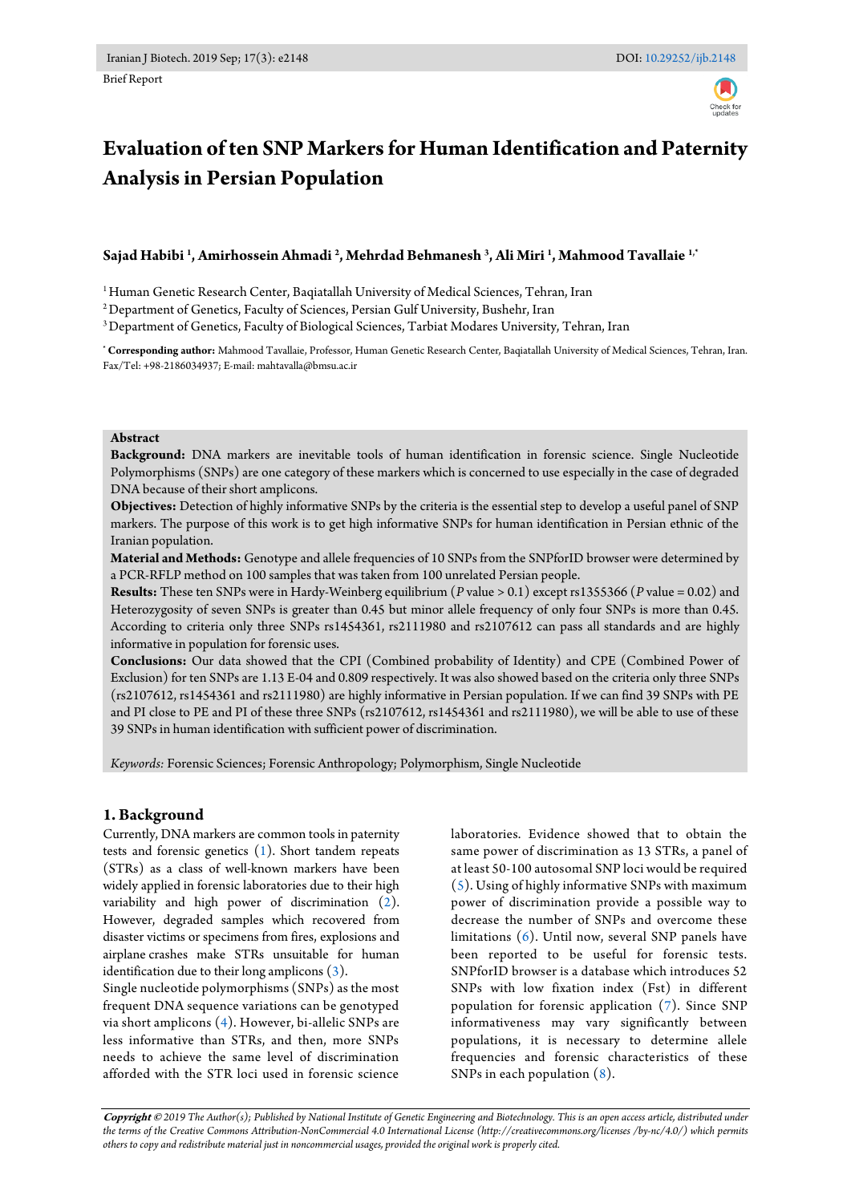Brief Report

# Evaluation of ten SNP Markers for Human Identification and Paternity Analysis in Persian Population

**Sajad Habibi [1], Amirhossein Ahmadi [2], Mehrdad Behmanesh [3], Ali Miri [1], Mahmood Tavallaie [1,*]**

[1] Human Genetic Research Center, Baqiatallah University of Medical Sciences, Tehran, Iran

[2] Department of Genetics, Faculty of Sciences, Persian Gulf University, Bushehr, Iran

[3] Department of Genetics, Faculty of Biological Sciences, Tarbiat Modares University, Tehran, Iran

[*] **Corresponding author:** Mahmood Tavallaie, Professor, Human Genetic Research Center, Baqiatallah University of Medical Sciences, Tehran, Iran. Fax/Tel: +98-2186034937; E-mail: mahtavalla@bmsu.ac.ir

**Abstract**

**Background:** DNA markers are inevitable tools of human identification in forensic science. Single Nucleotide Polymorphisms (SNPs) are one category of these markers which is concerned to use especially in the case of degraded DNA because of their short amplicons.

**Objectives:** Detection of highly informative SNPs by the criteria is the essential step to develop a useful panel of SNP markers. The purpose of this work is to get high informative SNPs for human identification in Persian ethnic of the Iranian population.

**Material and Methods:** Genotype and allele frequencies of 10 SNPs from the SNPforID browser were determined by a PCR-RFLP method on 100 samples that was taken from 100 unrelated Persian people.

**Results:** These ten SNPs were in Hardy-Weinberg equilibrium ($P$ value > 0.1) except rs1355366 ($P$ value = 0.02) and Heterozygosity of seven SNPs is greater than 0.45 but minor allele frequency of only four SNPs is more than 0.45. According to criteria only three SNPs rs1454361, rs2111980 and rs2107612 can pass all standards and are highly informative in population for forensic uses.

**Conclusions:** Our data showed that the CPI (Combined probability of Identity) and CPE (Combined Power of Exclusion) for ten SNPs are 1.13 E-04 and 0.809 respectively. It was also showed based on the criteria only three SNPs (rs2107612, rs1454361 and rs2111980) are highly informative in Persian population. If we can find 39 SNPs with PE and PI close to PE and PI of these three SNPs (rs2107612, rs1454361 and rs2111980), we will be able to use of these 39 SNPs in human identification with sufficient power of discrimination.

*Keywords:* Forensic Sciences; Forensic Anthropology; Polymorphism, Single Nucleotide

## 1. Background

Currently, DNA markers are common tools in paternity tests and forensic genetics (1). Short tandem repeats (STRs) as a class of well-known markers have been widely applied in forensic laboratories due to their high variability and high power of discrimination (2). However, degraded samples which recovered from disaster victims or specimens from fires, explosions and airplane crashes make STRs unsuitable for human identification due to their long amplicons (3).

Single nucleotide polymorphisms (SNPs) as the most frequent DNA sequence variations can be genotyped via short amplicons (4). However, bi-allelic SNPs are less informative than STRs, and then, more SNPs needs to achieve the same level of discrimination afforded with the STR loci used in forensic science laboratories. Evidence showed that to obtain the same power of discrimination as 13 STRs, a panel of at least 50-100 autosomal SNP loci would be required (5). Using of highly informative SNPs with maximum power of discrimination provide a possible way to decrease the number of SNPs and overcome these limitations (6). Until now, several SNP panels have been reported to be useful for forensic tests. SNPforID browser is a database which introduces 52 SNPs with low fixation index (Fst) in different population for forensic application (7). Since SNP informativeness may vary significantly between populations, it is necessary to determine allele frequencies and forensic characteristics of these SNPs in each population (8).

***Copyright*** *© 2019 The Author(s); Published by National Institute of Genetic Engineering and Biotechnology. This is an open access article, distributed under the terms of the Creative Commons Attribution-NonCommercial 4.0 International License (http://creativecommons.org/licenses /by-nc/4.0/) which permits others to copy and redistribute material just in noncommercial usages, provided the original work is properly cited.*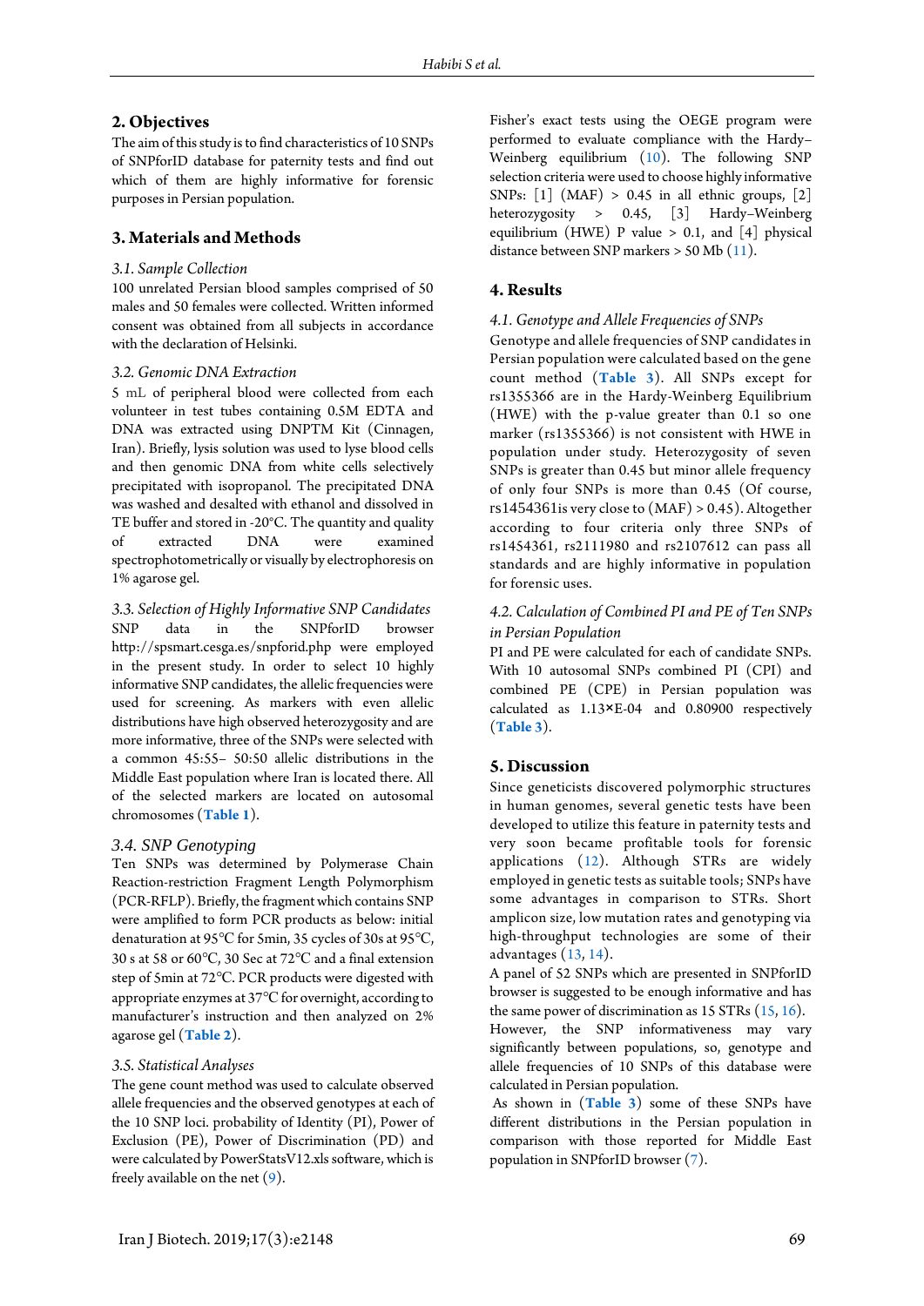## 2. Objectives

The aim of this study is to find characteristics of 10 SNPs of SNPforID database for paternity tests and find out which of them are highly informative for forensic purposes in Persian population.

## 3. Materials and Methods

### 3.1. Sample Collection

100 unrelated Persian blood samples comprised of 50 males and 50 females were collected. Written informed consent was obtained from all subjects in accordance with the declaration of Helsinki.

### 3.2. Genomic DNA Extraction

5 mL of peripheral blood were collected from each volunteer in test tubes containing 0.5M EDTA and DNA was extracted using DNPTM Kit (Cinnagen, Iran). Briefly, lysis solution was used to lyse blood cells and then genomic DNA from white cells selectively precipitated with isopropanol. The precipitated DNA was washed and desalted with ethanol and dissolved in TE buffer and stored in -20°C. The quantity and quality of extracted DNA were examined spectrophotometrically or visually by electrophoresis on 1% agarose gel.

### 3.3. Selection of Highly Informative SNP Candidates

SNP data in the SNPforID browser http://spsmart.cesga.es/snpforid.php were employed in the present study. In order to select 10 highly informative SNP candidates, the allelic frequencies were used for screening. As markers with even allelic distributions have high observed heterozygosity and are more informative, three of the SNPs were selected with a common 45:55– 50:50 allelic distributions in the Middle East population where Iran is located there. All of the selected markers are located on autosomal chromosomes (**Table 1**).

### 3.4. SNP Genotyping

Ten SNPs was determined by Polymerase Chain Reaction-restriction Fragment Length Polymorphism (PCR-RFLP). Briefly, the fragment which contains SNP were amplified to form PCR products as below: initial denaturation at 95°C for 5min, 35 cycles of 30s at 95°C, 30 s at 58 or 60°C, 30 Sec at 72°C and a final extension step of 5min at 72°C. PCR products were digested with appropriate enzymes at 37°C for overnight, according to manufacturer's instruction and then analyzed on 2% agarose gel (**Table 2**).

### 3.5. Statistical Analyses

The gene count method was used to calculate observed allele frequencies and the observed genotypes at each of the 10 SNP loci. probability of Identity (PI), Power of Exclusion (PE), Power of Discrimination (PD) and were calculated by PowerStatsV12.xls software, which is freely available on the net (9).

Fisher's exact tests using the OEGE program were performed to evaluate compliance with the Hardy–Weinberg equilibrium (10). The following SNP selection criteria were used to choose highly informative SNPs: [1] (MAF) > 0.45 in all ethnic groups, [2] heterozygosity > 0.45, [3] Hardy–Weinberg equilibrium (HWE) P value > 0.1, and [4] physical distance between SNP markers > 50 Mb (11).

## 4. Results

### 4.1. Genotype and Allele Frequencies of SNPs

Genotype and allele frequencies of SNP candidates in Persian population were calculated based on the gene count method (**Table 3**). All SNPs except for rs1355366 are in the Hardy-Weinberg Equilibrium (HWE) with the p-value greater than 0.1 so one marker (rs1355366) is not consistent with HWE in population under study. Heterozygosity of seven SNPs is greater than 0.45 but minor allele frequency of only four SNPs is more than 0.45 (Of course, rs1454361is very close to (MAF) > 0.45). Altogether according to four criteria only three SNPs of rs1454361, rs2111980 and rs2107612 can pass all standards and are highly informative in population for forensic uses.

### 4.2. Calculation of Combined PI and PE of Ten SNPs in Persian Population

PI and PE were calculated for each of candidate SNPs. With 10 autosomal SNPs combined PI (CPI) and combined PE (CPE) in Persian population was calculated as 1.13×E-04 and 0.80900 respectively (**Table 3**).

## 5. Discussion

Since geneticists discovered polymorphic structures in human genomes, several genetic tests have been developed to utilize this feature in paternity tests and very soon became profitable tools for forensic applications (12). Although STRs are widely employed in genetic tests as suitable tools; SNPs have some advantages in comparison to STRs. Short amplicon size, low mutation rates and genotyping via high-throughput technologies are some of their advantages (13, 14).

A panel of 52 SNPs which are presented in SNPforID browser is suggested to be enough informative and has the same power of discrimination as 15 STRs (15, 16). However, the SNP informativeness may vary significantly between populations, so, genotype and allele frequencies of 10 SNPs of this database were calculated in Persian population.

As shown in (**Table 3**) some of these SNPs have different distributions in the Persian population in comparison with those reported for Middle East population in SNPforID browser (7).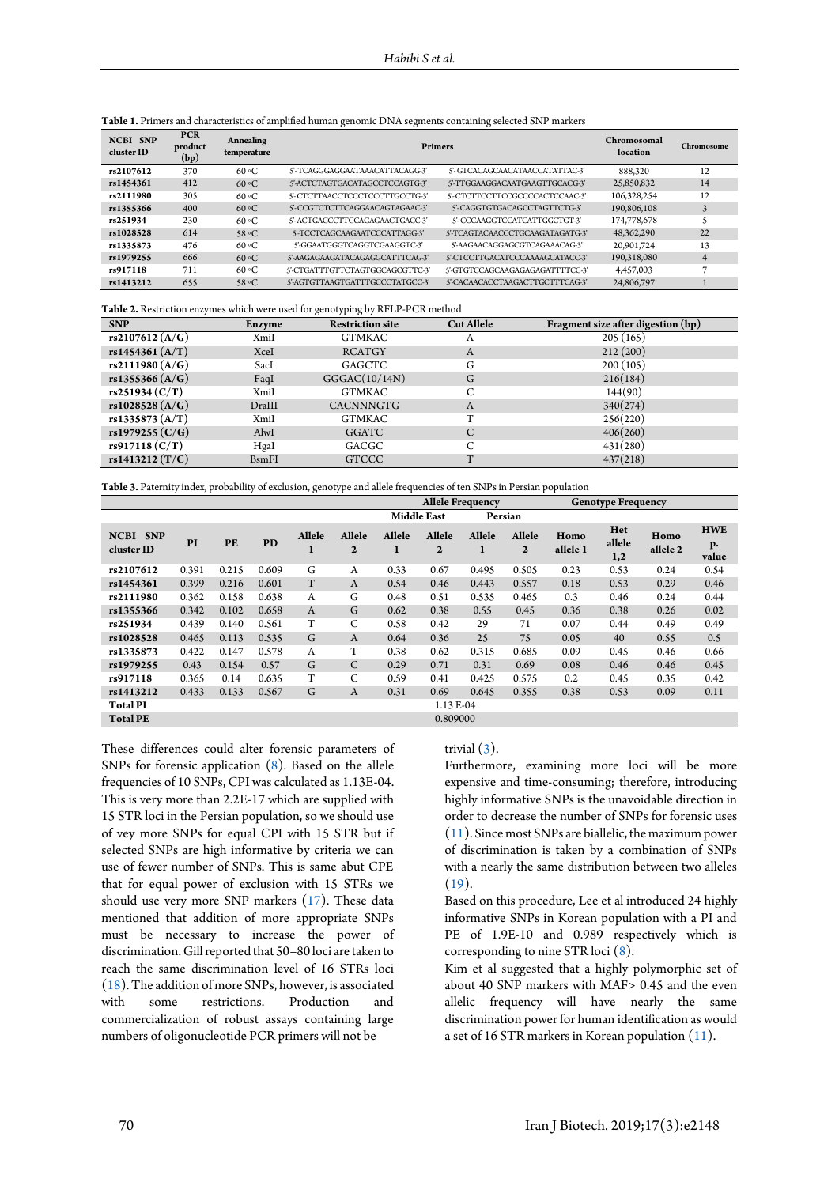**Table 1.** Primers and characteristics of amplified human genomic DNA segments containing selected SNP markers

| NCBI SNP cluster ID | PCR product (bp) | Annealing temperature | Primers | | Chromosomal location | Chromosome |
|---|---|---|---|---|---|---|
| rs2107612 | 370 | 60 °C | 5'-TCAGGGAGGAATAAACATTACAGG-3' | 5'-GTCACAGCAACATAACCATATTAC-3' | 888,320 | 12 |
| rs1454361 | 412 | 60 °C | 5'-ACTCTAGTGACATAGCCTCCAGTG-3' | 5'-TTGGAAGGACAATGAAGTTGCACG-3' | 25,850,832 | 14 |
| rs2111980 | 305 | 60 °C | 5'-CTCTTAACCTCCCTCCCTTGCCTG-3' | 5'-CTCTTCCTTCCGCCCCACTCCAAC-3' | 106,328,254 | 12 |
| rs1355366 | 400 | 60 °C | 5'-CCGTCTCTTCAGGAACAGTAGAAC-3' | 5'-CAGGTGTGACAGCCTAGTTCTG-3' | 190,806,108 | 3 |
| rs251934 | 230 | 60 °C | 5'-ACTGACCCTTGCAGAGAACTGACC-3' | 5'-CCCAAGGTCCATCATTGGCTGT-3' | 174,778,678 | 5 |
| rs1028528 | 614 | 58 °C | 5'-TCCTCAGCAAGAATCCCATTAGG-3' | 5'-TCAGTACAACCCTGCAAGATAGATG-3' | 48,362,290 | 22 |
| rs1335873 | 476 | 60 °C | 5'-GGAATGGGTCAGGTCGAAGGTC-3' | 5'-AAGAACAGGAGCGTCAGAAACAG-3' | 20,901,724 | 13 |
| rs1979255 | 666 | 60 °C | 5'-AAGAGAAGATACAGAGGCATTTCAG-3' | 5'-CTCCTTGACATCCCAAAAGCATACC-3' | 190,318,080 | 4 |
| rs917118 | 711 | 60 °C | 5'-CTGATTTGTTCTAGTGGCAGCGTTC-3' | 5'-GTGTCCAGCAAGAGAGAGATTTTCC-3' | 4,457,003 | 7 |
| rs1413212 | 655 | 58 °C | 5'-AGTGTTAAGTGATTTGCCCTATGCC-3' | 5'-CACAACACCTAAGACTTGCTTTCAG-3' | 24,806,797 | 1 |

**Table 2.** Restriction enzymes which were used for genotyping by RFLP-PCR method

| SNP | Enzyme | Restriction site | Cut Allele | Fragment size after digestion (bp) |
|---|---|---|---|---|
| rs2107612 (A/G) | XmiI | GTMKAC | A | 205 (165) |
| rs1454361 (A/T) | XceI | RCATGY | A | 212 (200) |
| rs2111980 (A/G) | SacI | GAGCTC | G | 200 (105) |
| rs1355366 (A/G) | FaqI | GGGAC(10/14N) | G | 216(184) |
| rs251934 (C/T) | XmiI | GTMKAC | C | 144(90) |
| rs1028528 (A/G) | DraIII | CACNNNGTG | A | 340(274) |
| rs1335873 (A/T) | XmiI | GTMKAC | T | 256(220) |
| rs1979255 (C/G) | AlwI | GGATC | C | 406(260) |
| rs917118 (C/T) | HgaI | GACGC | C | 431(280) |
| rs1413212 (T/C) | BsmFI | GTCCC | T | 437(218) |

**Table 3.** Paternity index, probability of exclusion, genotype and allele frequencies of ten SNPs in Persian population

| | | | | | | Allele Frequency | | | | Genotype Frequency | | | |
|---|---|---|---|---|---|---|---|---|---|---|---|---|---|
| | | | | | | Middle East | | Persian | | | | | |
| NCBI SNP cluster ID | PI | PE | PD | Allele 1 | Allele 2 | Allele 1 | Allele 2 | Allele 1 | Allele 2 | Homo allele 1 | Het allele 1,2 | Homo allele 2 | HWE p. value |
| rs2107612 | 0.391 | 0.215 | 0.609 | G | A | 0.33 | 0.67 | 0.495 | 0.505 | 0.23 | 0.53 | 0.24 | 0.54 |
| rs1454361 | 0.399 | 0.216 | 0.601 | T | A | 0.54 | 0.46 | 0.443 | 0.557 | 0.18 | 0.53 | 0.29 | 0.46 |
| rs2111980 | 0.362 | 0.158 | 0.638 | A | G | 0.48 | 0.51 | 0.535 | 0.465 | 0.3 | 0.46 | 0.24 | 0.44 |
| rs1355366 | 0.342 | 0.102 | 0.658 | A | G | 0.62 | 0.38 | 0.55 | 0.45 | 0.36 | 0.38 | 0.26 | 0.02 |
| rs251934 | 0.439 | 0.140 | 0.561 | T | C | 0.58 | 0.42 | 29 | 71 | 0.07 | 0.44 | 0.49 | 0.49 |
| rs1028528 | 0.465 | 0.113 | 0.535 | G | A | 0.64 | 0.36 | 25 | 75 | 0.05 | 40 | 0.55 | 0.5 |
| rs1335873 | 0.422 | 0.147 | 0.578 | A | T | 0.38 | 0.62 | 0.315 | 0.685 | 0.09 | 0.45 | 0.46 | 0.66 |
| rs1979255 | 0.43 | 0.154 | 0.57 | G | C | 0.29 | 0.71 | 0.31 | 0.69 | 0.08 | 0.46 | 0.46 | 0.45 |
| rs917118 | 0.365 | 0.14 | 0.635 | T | C | 0.59 | 0.41 | 0.425 | 0.575 | 0.2 | 0.45 | 0.35 | 0.42 |
| rs1413212 | 0.433 | 0.133 | 0.567 | G | A | 0.31 | 0.69 | 0.645 | 0.355 | 0.38 | 0.53 | 0.09 | 0.11 |
| Total PI | | | | | | | 1.13 E-04 | | | | | | |
| Total PE | | | | | | | 0.809000 | | | | | | |

These differences could alter forensic parameters of SNPs for forensic application (8). Based on the allele frequencies of 10 SNPs, CPI was calculated as 1.13E-04. This is very more than 2.2E-17 which are supplied with 15 STR loci in the Persian population, so we should use of vey more SNPs for equal CPI with 15 STR but if selected SNPs are high informative by criteria we can use of fewer number of SNPs. This is same abut CPE that for equal power of exclusion with 15 STRs we should use very more SNP markers (17). These data mentioned that addition of more appropriate SNPs must be necessary to increase the power of discrimination. Gill reported that 50–80 loci are taken to reach the same discrimination level of 16 STRs loci (18). The addition of more SNPs, however, is associated with some restrictions. Production and commercialization of robust assays containing large numbers of oligonucleotide PCR primers will not be trivial (3).

Furthermore, examining more loci will be more expensive and time-consuming; therefore, introducing highly informative SNPs is the unavoidable direction in order to decrease the number of SNPs for forensic uses (11). Since most SNPs are biallelic, the maximum power of discrimination is taken by a combination of SNPs with a nearly the same distribution between two alleles (19).

Based on this procedure, Lee et al introduced 24 highly informative SNPs in Korean population with a PI and PE of 1.9E-10 and 0.989 respectively which is corresponding to nine STR loci (8).

Kim et al suggested that a highly polymorphic set of about 40 SNP markers with MAF> 0.45 and the even allelic frequency will have nearly the same discrimination power for human identification as would a set of 16 STR markers in Korean population (11).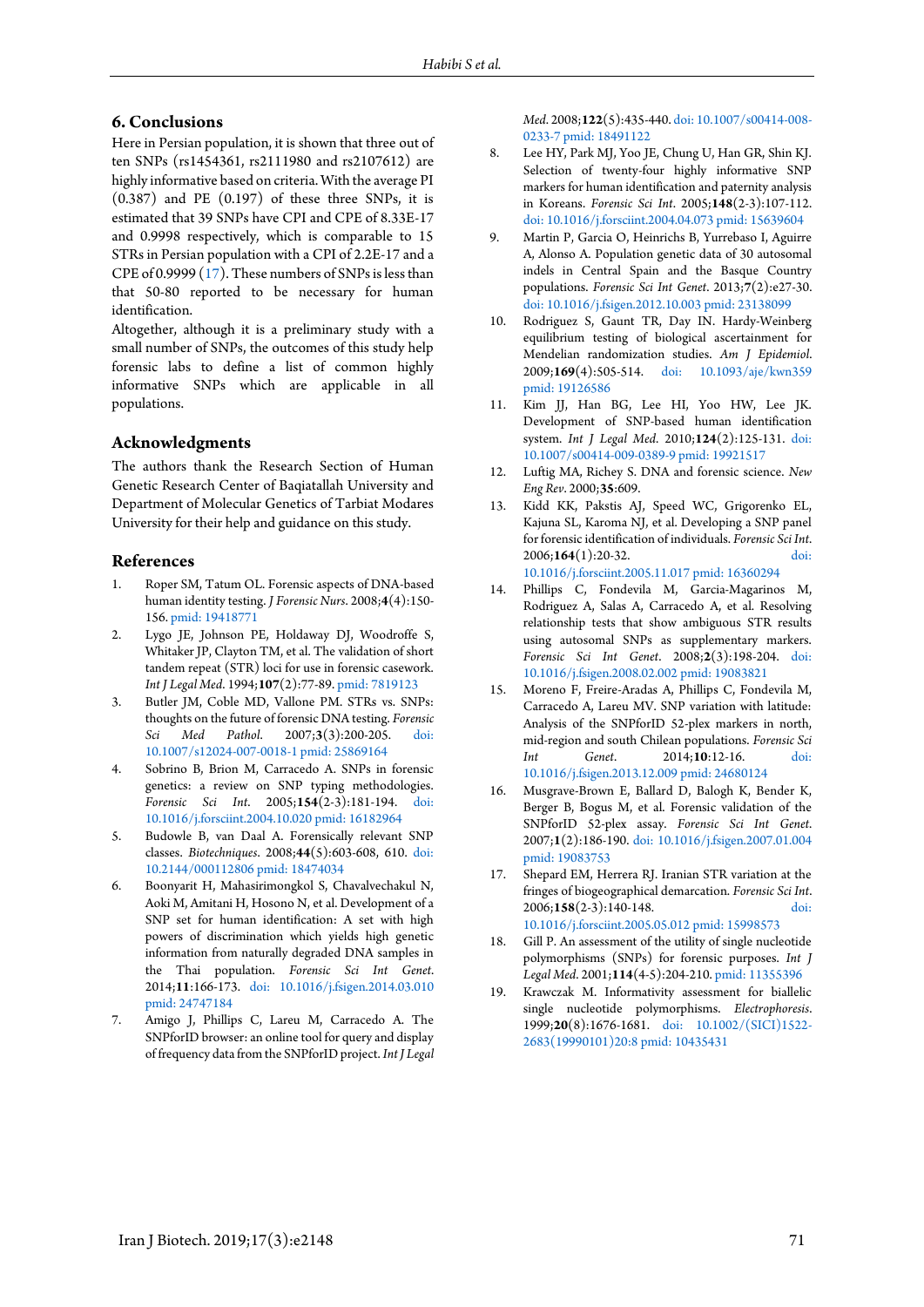## 6. Conclusions

Here in Persian population, it is shown that three out of ten SNPs (rs1454361, rs2111980 and rs2107612) are highly informative based on criteria. With the average PI (0.387) and PE (0.197) of these three SNPs, it is estimated that 39 SNPs have CPI and CPE of 8.33E-17 and 0.9998 respectively, which is comparable to 15 STRs in Persian population with a CPI of 2.2E-17 and a CPE of 0.9999 (17). These numbers of SNPs is less than that 50-80 reported to be necessary for human identification.

Altogether, although it is a preliminary study with a small number of SNPs, the outcomes of this study help forensic labs to define a list of common highly informative SNPs which are applicable in all populations.

## Acknowledgments

The authors thank the Research Section of Human Genetic Research Center of Baqiatallah University and Department of Molecular Genetics of Tarbiat Modares University for their help and guidance on this study.

## References

1. Roper SM, Tatum OL. Forensic aspects of DNA-based human identity testing. *J Forensic Nurs*. 2008;**4**(4):150-156. pmid: 19418771
2. Lygo JE, Johnson PE, Holdaway DJ, Woodroffe S, Whitaker JP, Clayton TM, et al. The validation of short tandem repeat (STR) loci for use in forensic casework. *Int J Legal Med*. 1994;**107**(2):77-89. pmid: 7819123
3. Butler JM, Coble MD, Vallone PM. STRs vs. SNPs: thoughts on the future of forensic DNA testing. *Forensic Sci Med Pathol*. 2007;**3**(3):200-205. doi: 10.1007/s12024-007-0018-1 pmid: 25869164
4. Sobrino B, Brion M, Carracedo A. SNPs in forensic genetics: a review on SNP typing methodologies. *Forensic Sci Int*. 2005;**154**(2-3):181-194. doi: 10.1016/j.forsciint.2004.10.020 pmid: 16182964
5. Budowle B, van Daal A. Forensically relevant SNP classes. *Biotechniques*. 2008;**44**(5):603-608, 610. doi: 10.2144/000112806 pmid: 18474034
6. Boonyarit H, Mahasirimongkol S, Chavalvechakul N, Aoki M, Amitani H, Hosono N, et al. Development of a SNP set for human identification: A set with high powers of discrimination which yields high genetic information from naturally degraded DNA samples in the Thai population. *Forensic Sci Int Genet*. 2014;**11**:166-173. doi: 10.1016/j.fsigen.2014.03.010 pmid: 24747184
7. Amigo J, Phillips C, Lareu M, Carracedo A. The SNPforID browser: an online tool for query and display of frequency data from the SNPforID project. *Int J Legal Med*. 2008;**122**(5):435-440. doi: 10.1007/s00414-008-0233-7 pmid: 18491122
8. Lee HY, Park MJ, Yoo JE, Chung U, Han GR, Shin KJ. Selection of twenty-four highly informative SNP markers for human identification and paternity analysis in Koreans. *Forensic Sci Int*. 2005;**148**(2-3):107-112. doi: 10.1016/j.forsciint.2004.04.073 pmid: 15639604
9. Martin P, Garcia O, Heinrichs B, Yurrebaso I, Aguirre A, Alonso A. Population genetic data of 30 autosomal indels in Central Spain and the Basque Country populations. *Forensic Sci Int Genet*. 2013;**7**(2):e27-30. doi: 10.1016/j.fsigen.2012.10.003 pmid: 23138099
10. Rodriguez S, Gaunt TR, Day IN. Hardy-Weinberg equilibrium testing of biological ascertainment for Mendelian randomization studies. *Am J Epidemiol*. 2009;**169**(4):505-514. doi: 10.1093/aje/kwn359 pmid: 19126586
11. Kim JJ, Han BG, Lee HI, Yoo HW, Lee JK. Development of SNP-based human identification system. *Int J Legal Med*. 2010;**124**(2):125-131. doi: 10.1007/s00414-009-0389-9 pmid: 19921517
12. Luftig MA, Richey S. DNA and forensic science. *New Eng Rev*. 2000;**35**:609.
13. Kidd KK, Pakstis AJ, Speed WC, Grigorenko EL, Kajuna SL, Karoma NJ, et al. Developing a SNP panel for forensic identification of individuals. *Forensic Sci Int*. 2006;**164**(1):20-32. doi: 10.1016/j.forsciint.2005.11.017 pmid: 16360294
14. Phillips C, Fondevila M, Garcia-Magarinos M, Rodriguez A, Salas A, Carracedo A, et al. Resolving relationship tests that show ambiguous STR results using autosomal SNPs as supplementary markers. *Forensic Sci Int Genet*. 2008;**2**(3):198-204. doi: 10.1016/j.fsigen.2008.02.002 pmid: 19083821
15. Moreno F, Freire-Aradas A, Phillips C, Fondevila M, Carracedo A, Lareu MV. SNP variation with latitude: Analysis of the SNPforID 52-plex markers in north, mid-region and south Chilean populations. *Forensic Sci Int Genet*. 2014;**10**:12-16. doi: 10.1016/j.fsigen.2013.12.009 pmid: 24680124
16. Musgrave-Brown E, Ballard D, Balogh K, Bender K, Berger B, Bogus M, et al. Forensic validation of the SNPforID 52-plex assay. *Forensic Sci Int Genet*. 2007;**1**(2):186-190. doi: 10.1016/j.fsigen.2007.01.004 pmid: 19083753
17. Shepard EM, Herrera RJ. Iranian STR variation at the fringes of biogeographical demarcation. *Forensic Sci Int*. 2006;**158**(2-3):140-148. doi: 10.1016/j.forsciint.2005.05.012 pmid: 15998573
18. Gill P. An assessment of the utility of single nucleotide polymorphisms (SNPs) for forensic purposes. *Int J Legal Med*. 2001;**114**(4-5):204-210. pmid: 11355396
19. Krawczak M. Informativity assessment for biallelic single nucleotide polymorphisms. *Electrophoresis*. 1999;**20**(8):1676-1681. doi: 10.1002/(SICI)1522-2683(19990101)20:8 pmid: 10435431